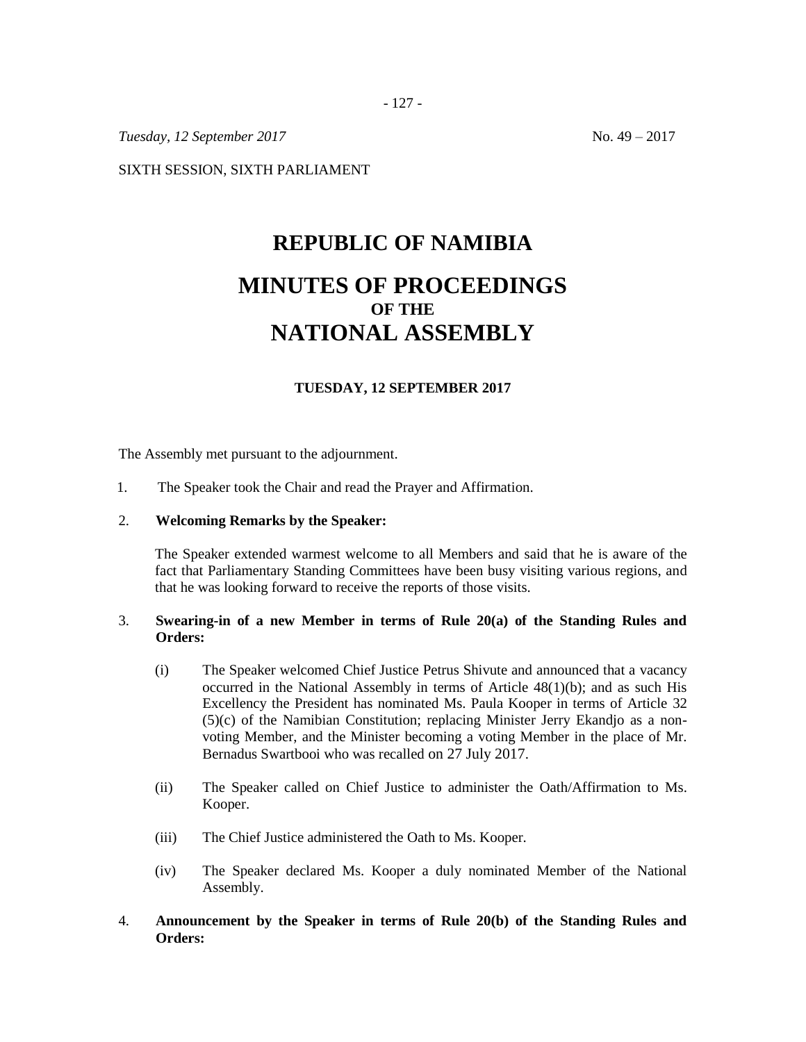*Tuesday, 12 September 2017* No. 49 – 2017

SIXTH SESSION, SIXTH PARLIAMENT

# REPUBLIC OF NAMIBIA

# MINUTES OF PROCEEDINGS
### OF THE
# NATIONAL ASSEMBLY

**TUESDAY, 12 SEPTEMBER 2017**

The Assembly met pursuant to the adjournment.

1. The Speaker took the Chair and read the Prayer and Affirmation.

2. **Welcoming Remarks by the Speaker:**

   The Speaker extended warmest welcome to all Members and said that he is aware of the fact that Parliamentary Standing Committees have been busy visiting various regions, and that he was looking forward to receive the reports of those visits.

3. **Swearing-in of a new Member in terms of Rule 20(a) of the Standing Rules and Orders:**

   (i) The Speaker welcomed Chief Justice Petrus Shivute and announced that a vacancy occurred in the National Assembly in terms of Article 48(1)(b); and as such His Excellency the President has nominated Ms. Paula Kooper in terms of Article 32 (5)(c) of the Namibian Constitution; replacing Minister Jerry Ekandjo as a non-voting Member, and the Minister becoming a voting Member in the place of Mr. Bernadus Swartbooi who was recalled on 27 July 2017.

   (ii) The Speaker called on Chief Justice to administer the Oath/Affirmation to Ms. Kooper.

   (iii) The Chief Justice administered the Oath to Ms. Kooper.

   (iv) The Speaker declared Ms. Kooper a duly nominated Member of the National Assembly.

4. **Announcement by the Speaker in terms of Rule 20(b) of the Standing Rules and Orders:**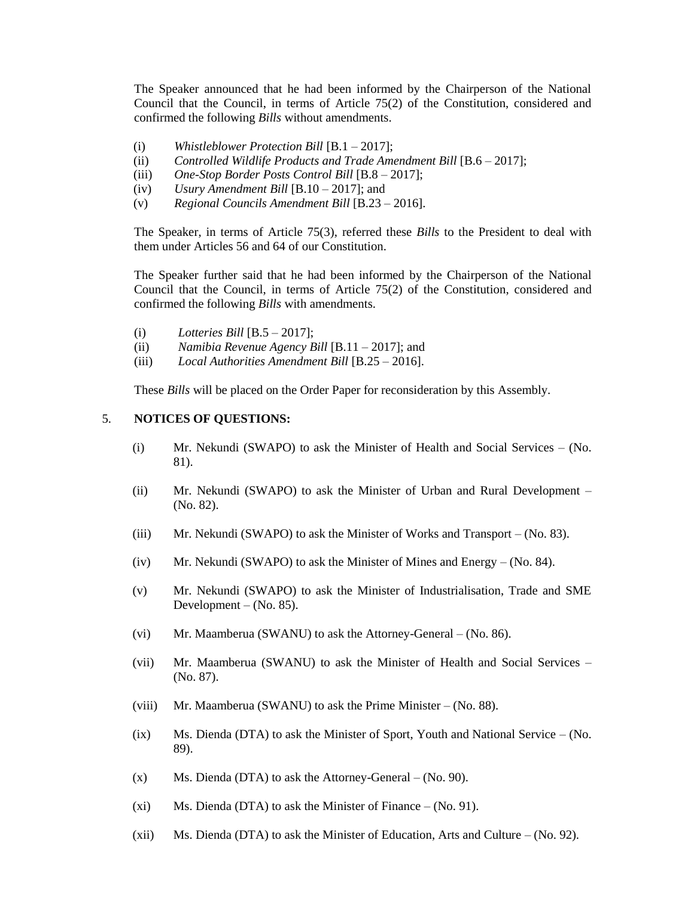The Speaker announced that he had been informed by the Chairperson of the National Council that the Council, in terms of Article 75(2) of the Constitution, considered and confirmed the following *Bills* without amendments.

(i) *Whistleblower Protection Bill* [B.1 – 2017];
(ii) *Controlled Wildlife Products and Trade Amendment Bill* [B.6 – 2017];
(iii) *One-Stop Border Posts Control Bill* [B.8 – 2017];
(iv) *Usury Amendment Bill* [B.10 – 2017]; and
(v) *Regional Councils Amendment Bill* [B.23 – 2016].

The Speaker, in terms of Article 75(3), referred these *Bills* to the President to deal with them under Articles 56 and 64 of our Constitution.

The Speaker further said that he had been informed by the Chairperson of the National Council that the Council, in terms of Article 75(2) of the Constitution, considered and confirmed the following *Bills* with amendments.

(i) *Lotteries Bill* [B.5 – 2017];
(ii) *Namibia Revenue Agency Bill* [B.11 – 2017]; and
(iii) *Local Authorities Amendment Bill* [B.25 – 2016].

These *Bills* will be placed on the Order Paper for reconsideration by this Assembly.

5. **NOTICES OF QUESTIONS:**

(i) Mr. Nekundi (SWAPO) to ask the Minister of Health and Social Services – (No. 81).

(ii) Mr. Nekundi (SWAPO) to ask the Minister of Urban and Rural Development – (No. 82).

(iii) Mr. Nekundi (SWAPO) to ask the Minister of Works and Transport – (No. 83).

(iv) Mr. Nekundi (SWAPO) to ask the Minister of Mines and Energy – (No. 84).

(v) Mr. Nekundi (SWAPO) to ask the Minister of Industrialisation, Trade and SME Development – (No. 85).

(vi) Mr. Maamberua (SWANU) to ask the Attorney-General – (No. 86).

(vii) Mr. Maamberua (SWANU) to ask the Minister of Health and Social Services – (No. 87).

(viii) Mr. Maamberua (SWANU) to ask the Prime Minister – (No. 88).

(ix) Ms. Dienda (DTA) to ask the Minister of Sport, Youth and National Service – (No. 89).

(x) Ms. Dienda (DTA) to ask the Attorney-General – (No. 90).

(xi) Ms. Dienda (DTA) to ask the Minister of Finance – (No. 91).

(xii) Ms. Dienda (DTA) to ask the Minister of Education, Arts and Culture – (No. 92).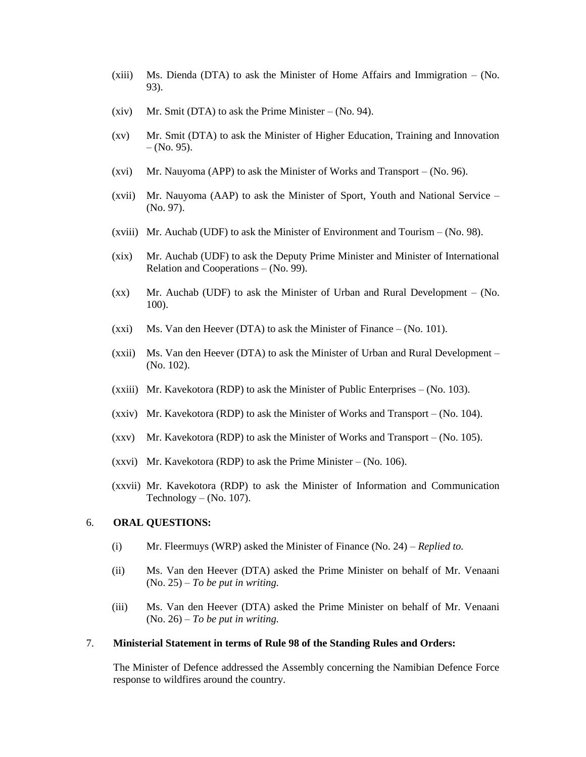(xiii) Ms. Dienda (DTA) to ask the Minister of Home Affairs and Immigration – (No. 93).

(xiv) Mr. Smit (DTA) to ask the Prime Minister – (No. 94).

(xv) Mr. Smit (DTA) to ask the Minister of Higher Education, Training and Innovation – (No. 95).

(xvi) Mr. Nauyoma (APP) to ask the Minister of Works and Transport – (No. 96).

(xvii) Mr. Nauyoma (AAP) to ask the Minister of Sport, Youth and National Service – (No. 97).

(xviii) Mr. Auchab (UDF) to ask the Minister of Environment and Tourism – (No. 98).

(xix) Mr. Auchab (UDF) to ask the Deputy Prime Minister and Minister of International Relation and Cooperations – (No. 99).

(xx) Mr. Auchab (UDF) to ask the Minister of Urban and Rural Development – (No. 100).

(xxi) Ms. Van den Heever (DTA) to ask the Minister of Finance – (No. 101).

(xxii) Ms. Van den Heever (DTA) to ask the Minister of Urban and Rural Development – (No. 102).

(xxiii) Mr. Kavekotora (RDP) to ask the Minister of Public Enterprises – (No. 103).

(xxiv) Mr. Kavekotora (RDP) to ask the Minister of Works and Transport – (No. 104).

(xxv) Mr. Kavekotora (RDP) to ask the Minister of Works and Transport – (No. 105).

(xxvi) Mr. Kavekotora (RDP) to ask the Prime Minister – (No. 106).

(xxvii) Mr. Kavekotora (RDP) to ask the Minister of Information and Communication Technology – (No. 107).

6. **ORAL QUESTIONS:**

(i) Mr. Fleermuys (WRP) asked the Minister of Finance (No. 24) – *Replied to.*

(ii) Ms. Van den Heever (DTA) asked the Prime Minister on behalf of Mr. Venaani (No. 25) – *To be put in writing.*

(iii) Ms. Van den Heever (DTA) asked the Prime Minister on behalf of Mr. Venaani (No. 26) – *To be put in writing.*

7. **Ministerial Statement in terms of Rule 98 of the Standing Rules and Orders:**

The Minister of Defence addressed the Assembly concerning the Namibian Defence Force response to wildfires around the country.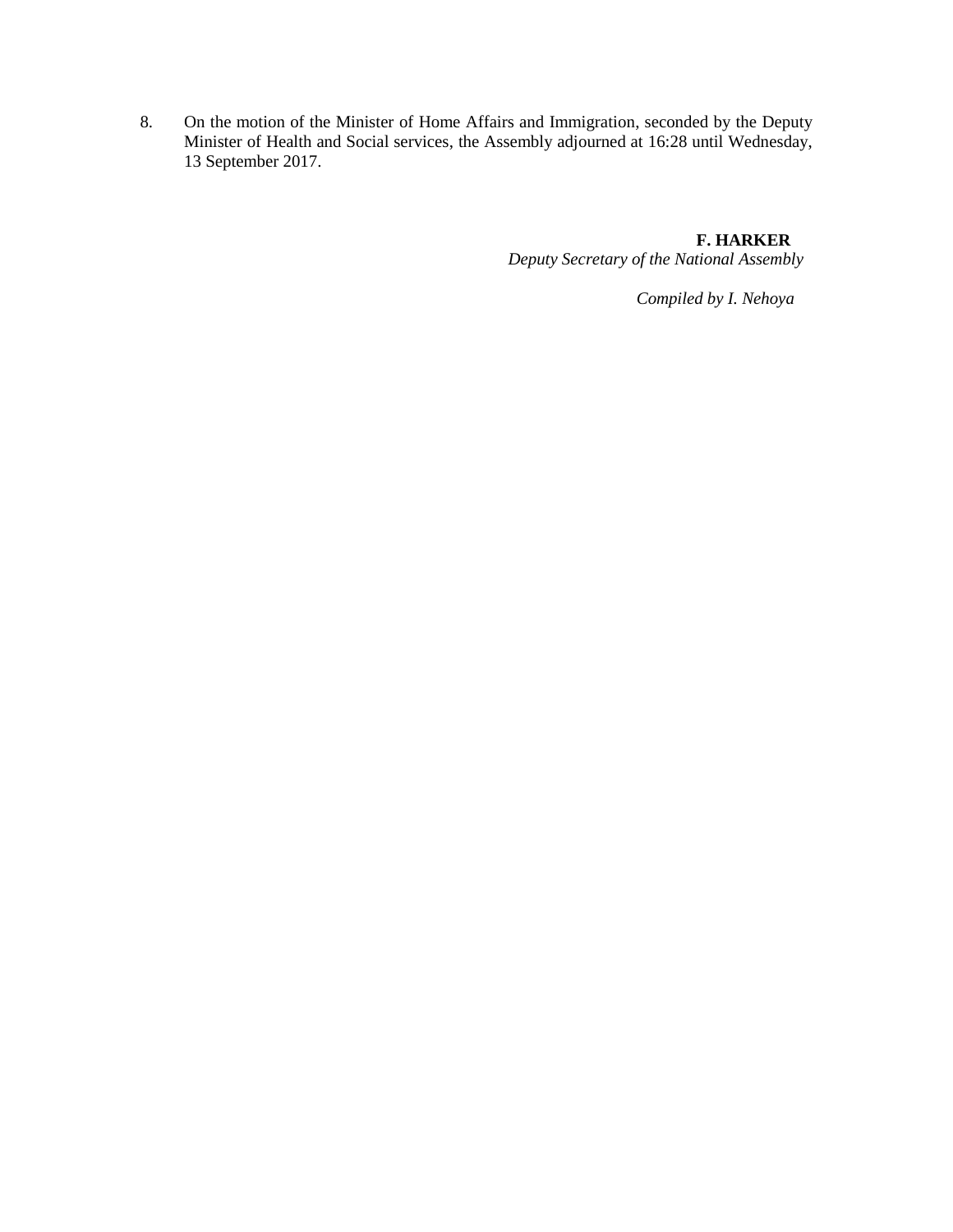8. On the motion of the Minister of Home Affairs and Immigration, seconded by the Deputy Minister of Health and Social services, the Assembly adjourned at 16:28 until Wednesday, 13 September 2017.

**F. HARKER**
*Deputy Secretary of the National Assembly*

*Compiled by I. Nehoya*